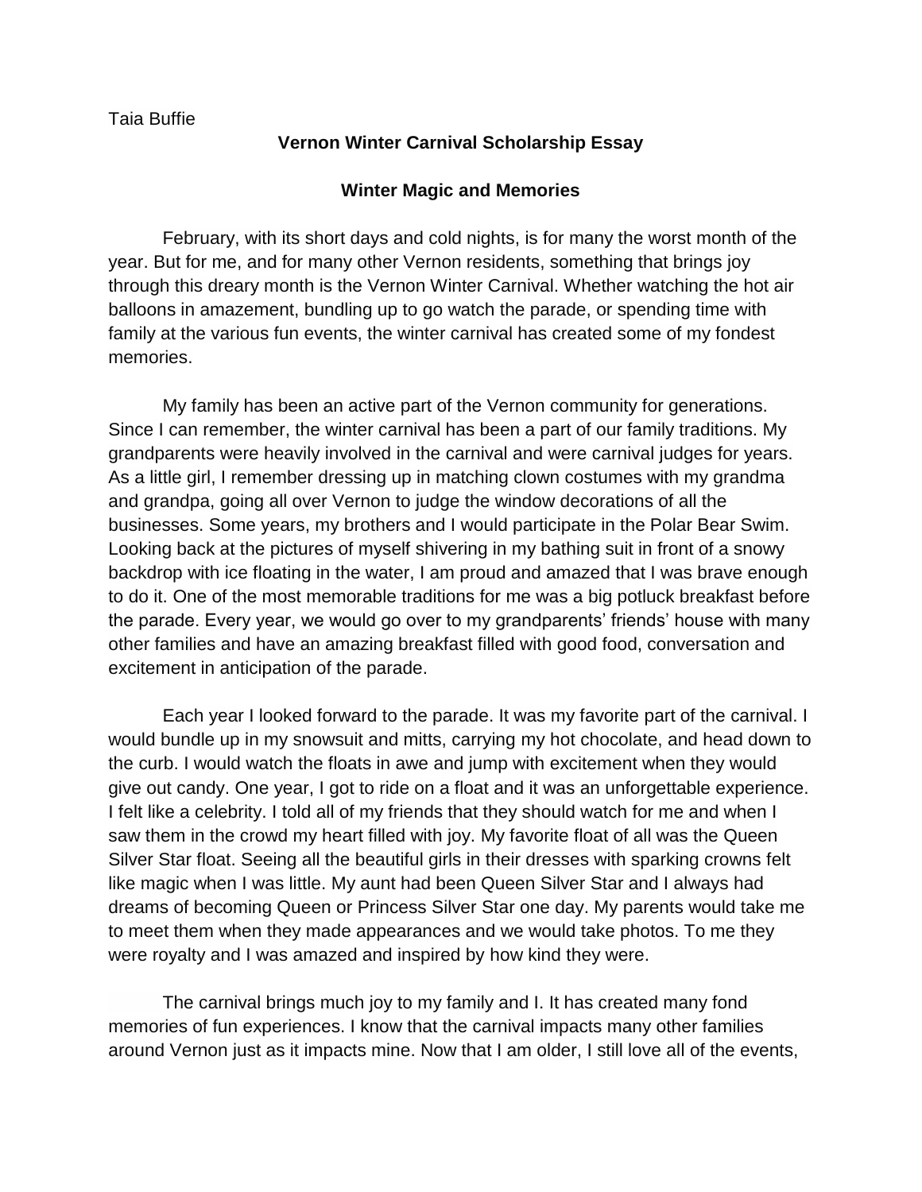Taia Buffie

**Vernon Winter Carnival Scholarship Essay**

**Winter Magic and Memories**

February, with its short days and cold nights, is for many the worst month of the year. But for me, and for many other Vernon residents, something that brings joy through this dreary month is the Vernon Winter Carnival. Whether watching the hot air balloons in amazement, bundling up to go watch the parade, or spending time with family at the various fun events, the winter carnival has created some of my fondest memories.

My family has been an active part of the Vernon community for generations. Since I can remember, the winter carnival has been a part of our family traditions. My grandparents were heavily involved in the carnival and were carnival judges for years. As a little girl, I remember dressing up in matching clown costumes with my grandma and grandpa, going all over Vernon to judge the window decorations of all the businesses. Some years, my brothers and I would participate in the Polar Bear Swim. Looking back at the pictures of myself shivering in my bathing suit in front of a snowy backdrop with ice floating in the water, I am proud and amazed that I was brave enough to do it. One of the most memorable traditions for me was a big potluck breakfast before the parade. Every year, we would go over to my grandparents' friends' house with many other families and have an amazing breakfast filled with good food, conversation and excitement in anticipation of the parade.

Each year I looked forward to the parade. It was my favorite part of the carnival. I would bundle up in my snowsuit and mitts, carrying my hot chocolate, and head down to the curb. I would watch the floats in awe and jump with excitement when they would give out candy. One year, I got to ride on a float and it was an unforgettable experience. I felt like a celebrity. I told all of my friends that they should watch for me and when I saw them in the crowd my heart filled with joy. My favorite float of all was the Queen Silver Star float. Seeing all the beautiful girls in their dresses with sparking crowns felt like magic when I was little. My aunt had been Queen Silver Star and I always had dreams of becoming Queen or Princess Silver Star one day. My parents would take me to meet them when they made appearances and we would take photos. To me they were royalty and I was amazed and inspired by how kind they were.

The carnival brings much joy to my family and I. It has created many fond memories of fun experiences. I know that the carnival impacts many other families around Vernon just as it impacts mine. Now that I am older, I still love all of the events,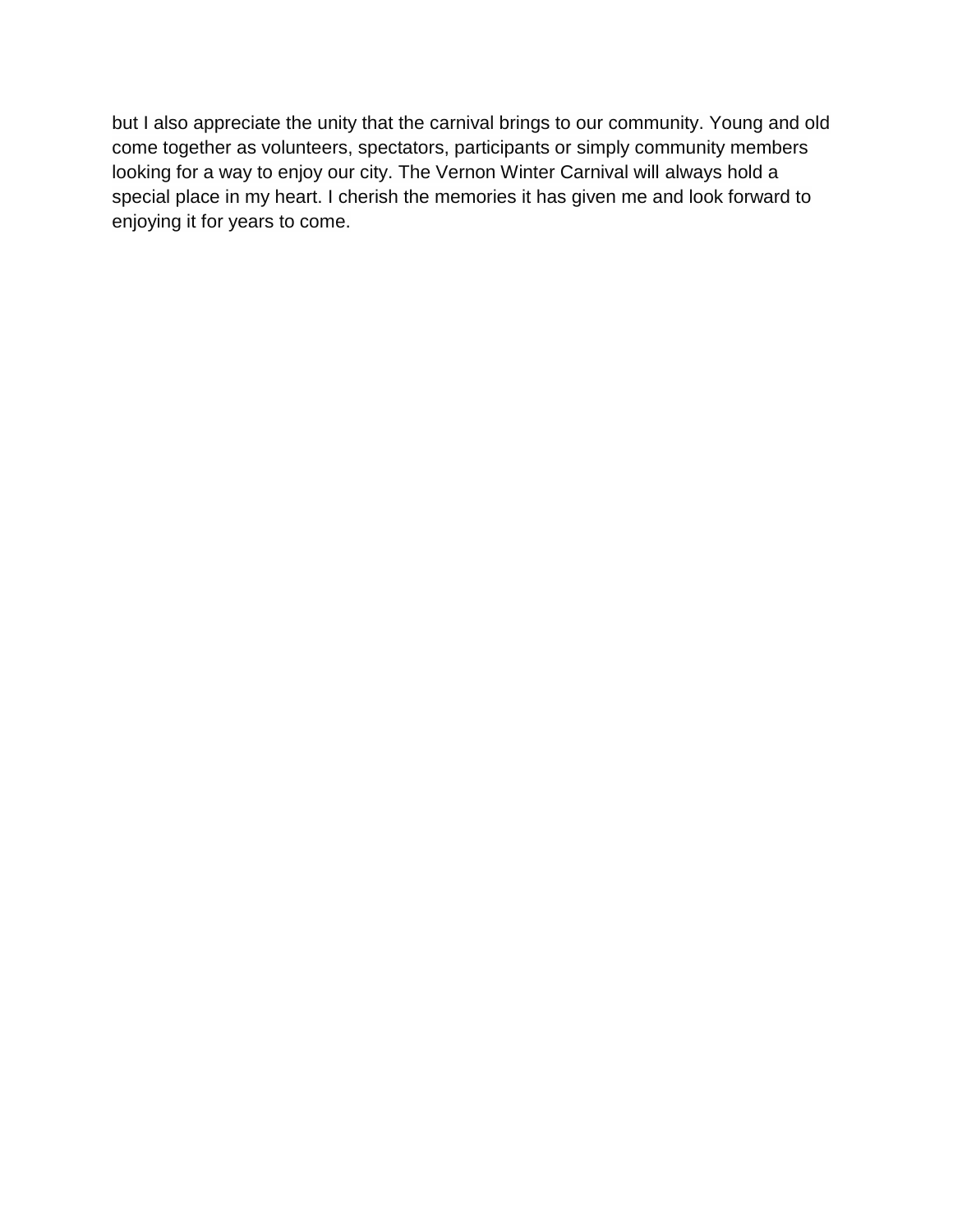but I also appreciate the unity that the carnival brings to our community. Young and old come together as volunteers, spectators, participants or simply community members looking for a way to enjoy our city. The Vernon Winter Carnival will always hold a special place in my heart. I cherish the memories it has given me and look forward to enjoying it for years to come.